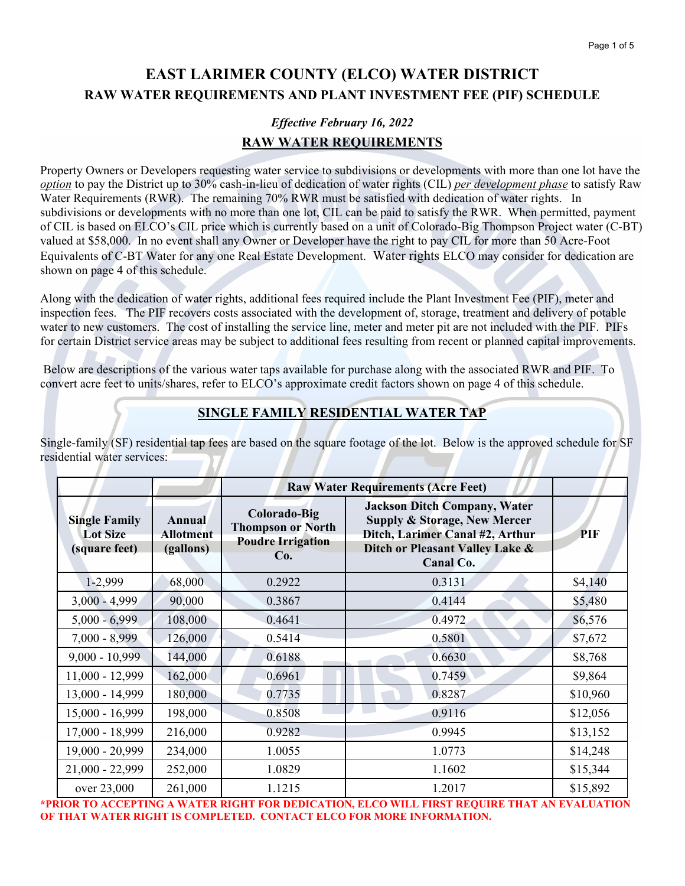# EAST LARIMER COUNTY (ELCO) WATER DISTRICT

## RAW WATER REQUIREMENTS AND PLANT INVESTMENT FEE (PIF) SCHEDULE

***Effective February 16, 2022***

## RAW WATER REQUIREMENTS

Property Owners or Developers requesting water service to subdivisions or developments with more than one lot have the *option* to pay the District up to 30% cash-in-lieu of dedication of water rights (CIL) *per development phase* to satisfy Raw Water Requirements (RWR). The remaining 70% RWR must be satisfied with dedication of water rights. In subdivisions or developments with no more than one lot, CIL can be paid to satisfy the RWR. When permitted, payment of CIL is based on ELCO's CIL price which is currently based on a unit of Colorado-Big Thompson Project water (C-BT) valued at $58,000. In no event shall any Owner or Developer have the right to pay CIL for more than 50 Acre-Foot Equivalents of C-BT Water for any one Real Estate Development. Water rights ELCO may consider for dedication are shown on page 4 of this schedule.

Along with the dedication of water rights, additional fees required include the Plant Investment Fee (PIF), meter and inspection fees. The PIF recovers costs associated with the development of, storage, treatment and delivery of potable water to new customers. The cost of installing the service line, meter and meter pit are not included with the PIF. PIFs for certain District service areas may be subject to additional fees resulting from recent or planned capital improvements.

Below are descriptions of the various water taps available for purchase along with the associated RWR and PIF. To convert acre feet to units/shares, refer to ELCO's approximate credit factors shown on page 4 of this schedule.

## SINGLE FAMILY RESIDENTIAL WATER TAP

Single-family (SF) residential tap fees are based on the square footage of the lot. Below is the approved schedule for SF residential water services:

| | | Raw Water Requirements (Acre Feet) | | |
|---|---|---|---|---|
| **Single Family Lot Size (square feet)** | **Annual Allotment (gallons)** | **Colorado-Big Thompson or North Poudre Irrigation Co.** | **Jackson Ditch Company, Water Supply & Storage, New Mercer Ditch, Larimer Canal #2, Arthur Ditch or Pleasant Valley Lake & Canal Co.** | **PIF** |
| 1-2,999 | 68,000 | 0.2922 | 0.3131 | $4,140 |
| 3,000 - 4,999 | 90,000 | 0.3867 | 0.4144 | $5,480 |
| 5,000 - 6,999 | 108,000 | 0.4641 | 0.4972 | $6,576 |
| 7,000 - 8,999 | 126,000 | 0.5414 | 0.5801 | $7,672 |
| 9,000 - 10,999 | 144,000 | 0.6188 | 0.6630 | $8,768 |
| 11,000 - 12,999 | 162,000 | 0.6961 | 0.7459 | $9,864 |
| 13,000 - 14,999 | 180,000 | 0.7735 | 0.8287 | $10,960 |
| 15,000 - 16,999 | 198,000 | 0.8508 | 0.9116 | $12,056 |
| 17,000 - 18,999 | 216,000 | 0.9282 | 0.9945 | $13,152 |
| 19,000 - 20,999 | 234,000 | 1.0055 | 1.0773 | $14,248 |
| 21,000 - 22,999 | 252,000 | 1.0829 | 1.1602 | $15,344 |
| over 23,000 | 261,000 | 1.1215 | 1.2017 | $15,892 |

**\*PRIOR TO ACCEPTING A WATER RIGHT FOR DEDICATION, ELCO WILL FIRST REQUIRE THAT AN EVALUATION OF THAT WATER RIGHT IS COMPLETED. CONTACT ELCO FOR MORE INFORMATION.**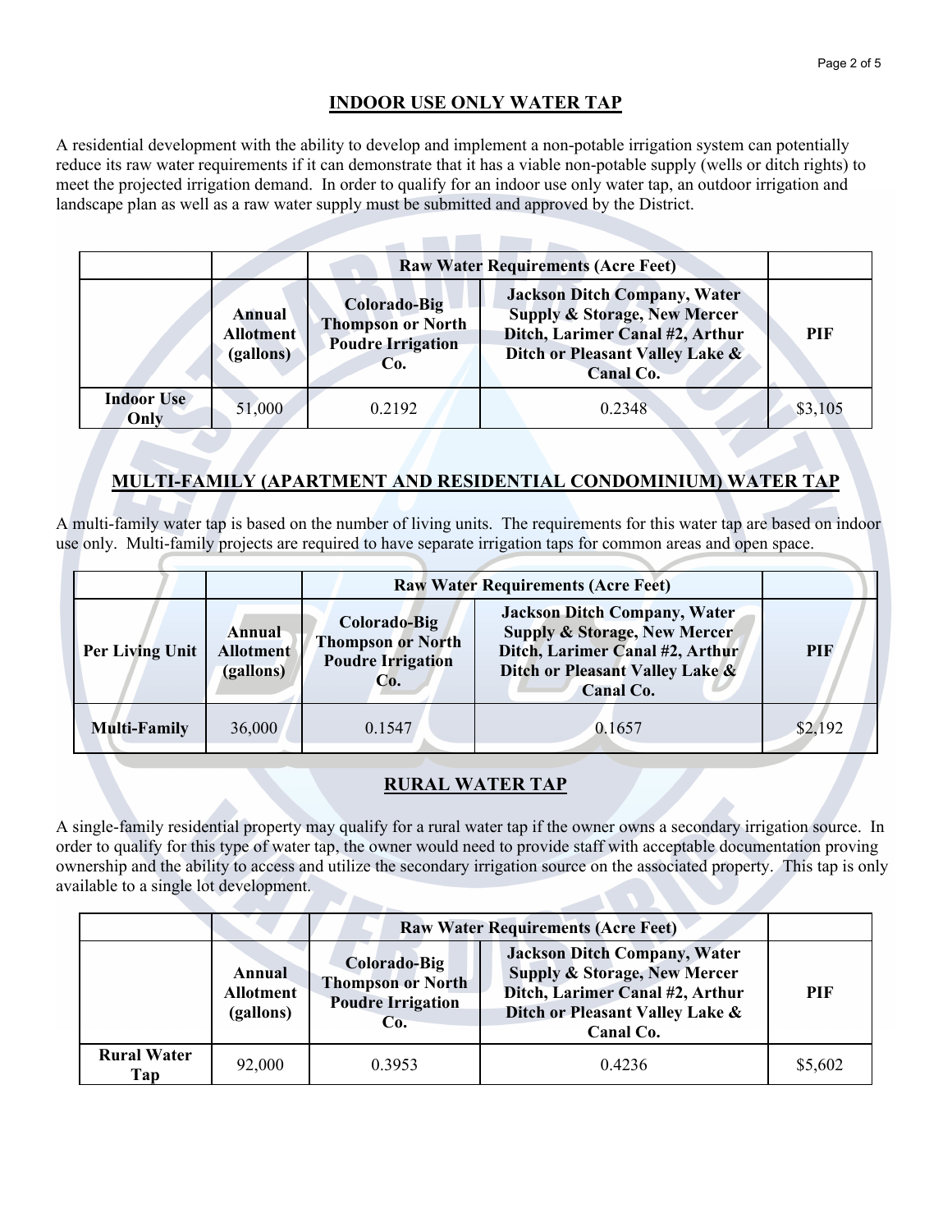## INDOOR USE ONLY WATER TAP

A residential development with the ability to develop and implement a non-potable irrigation system can potentially reduce its raw water requirements if it can demonstrate that it has a viable non-potable supply (wells or ditch rights) to meet the projected irrigation demand. In order to qualify for an indoor use only water tap, an outdoor irrigation and landscape plan as well as a raw water supply must be submitted and approved by the District.

| | | **Raw Water Requirements (Acre Feet)** | | |
|---|---|---|---|---|
| | **Annual Allotment (gallons)** | **Colorado-Big Thompson or North Poudre Irrigation Co.** | **Jackson Ditch Company, Water Supply & Storage, New Mercer Ditch, Larimer Canal #2, Arthur Ditch or Pleasant Valley Lake & Canal Co.** | **PIF** |
| **Indoor Use Only** | 51,000 | 0.2192 | 0.2348 | $3,105 |

## MULTI-FAMILY (APARTMENT AND RESIDENTIAL CONDOMINIUM) WATER TAP

A multi-family water tap is based on the number of living units. The requirements for this water tap are based on indoor use only. Multi-family projects are required to have separate irrigation taps for common areas and open space.

| | | **Raw Water Requirements (Acre Feet)** | | |
|---|---|---|---|---|
| **Per Living Unit** | **Annual Allotment (gallons)** | **Colorado-Big Thompson or North Poudre Irrigation Co.** | **Jackson Ditch Company, Water Supply & Storage, New Mercer Ditch, Larimer Canal #2, Arthur Ditch or Pleasant Valley Lake & Canal Co.** | **PIF** |
| **Multi-Family** | 36,000 | 0.1547 | 0.1657 | $2,192 |

## RURAL WATER TAP

A single-family residential property may qualify for a rural water tap if the owner owns a secondary irrigation source. In order to qualify for this type of water tap, the owner would need to provide staff with acceptable documentation proving ownership and the ability to access and utilize the secondary irrigation source on the associated property. This tap is only available to a single lot development.

| | | **Raw Water Requirements (Acre Feet)** | | |
|---|---|---|---|---|
| | **Annual Allotment (gallons)** | **Colorado-Big Thompson or North Poudre Irrigation Co.** | **Jackson Ditch Company, Water Supply & Storage, New Mercer Ditch, Larimer Canal #2, Arthur Ditch or Pleasant Valley Lake & Canal Co.** | **PIF** |
| **Rural Water Tap** | 92,000 | 0.3953 | 0.4236 | $5,602 |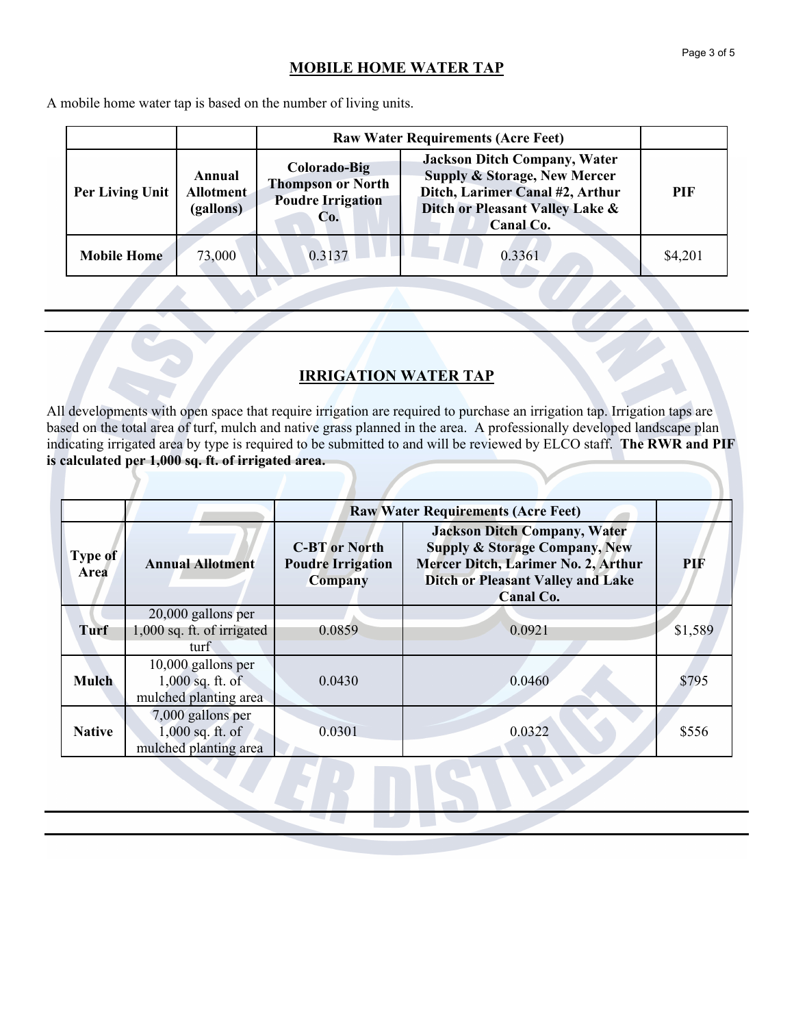## MOBILE HOME WATER TAP

A mobile home water tap is based on the number of living units.

| | | Raw Water Requirements (Acre Feet) | | |
|---|---|---|---|---|
| **Per Living Unit** | **Annual Allotment (gallons)** | **Colorado-Big Thompson or North Poudre Irrigation Co.** | **Jackson Ditch Company, Water Supply & Storage, New Mercer Ditch, Larimer Canal #2, Arthur Ditch or Pleasant Valley Lake & Canal Co.** | **PIF** |
| **Mobile Home** | 73,000 | 0.3137 | 0.3361 | $4,201 |

---

## IRRIGATION WATER TAP

All developments with open space that require irrigation are required to purchase an irrigation tap. Irrigation taps are based on the total area of turf, mulch and native grass planned in the area. A professionally developed landscape plan indicating irrigated area by type is required to be submitted to and will be reviewed by ELCO staff. **The RWR and PIF is calculated per 1,000 sq. ft. of irrigated area.**

| | | Raw Water Requirements (Acre Feet) | | |
|---|---|---|---|---|
| **Type of Area** | **Annual Allotment** | **C-BT or North Poudre Irrigation Company** | **Jackson Ditch Company, Water Supply & Storage Company, New Mercer Ditch, Larimer No. 2, Arthur Ditch or Pleasant Valley and Lake Canal Co.** | **PIF** |
| **Turf** | 20,000 gallons per 1,000 sq. ft. of irrigated turf | 0.0859 | 0.0921 | $1,589 |
| **Mulch** | 10,000 gallons per 1,000 sq. ft. of mulched planting area | 0.0430 | 0.0460 | $795 |
| **Native** | 7,000 gallons per 1,000 sq. ft. of mulched planting area | 0.0301 | 0.0322 | $556 |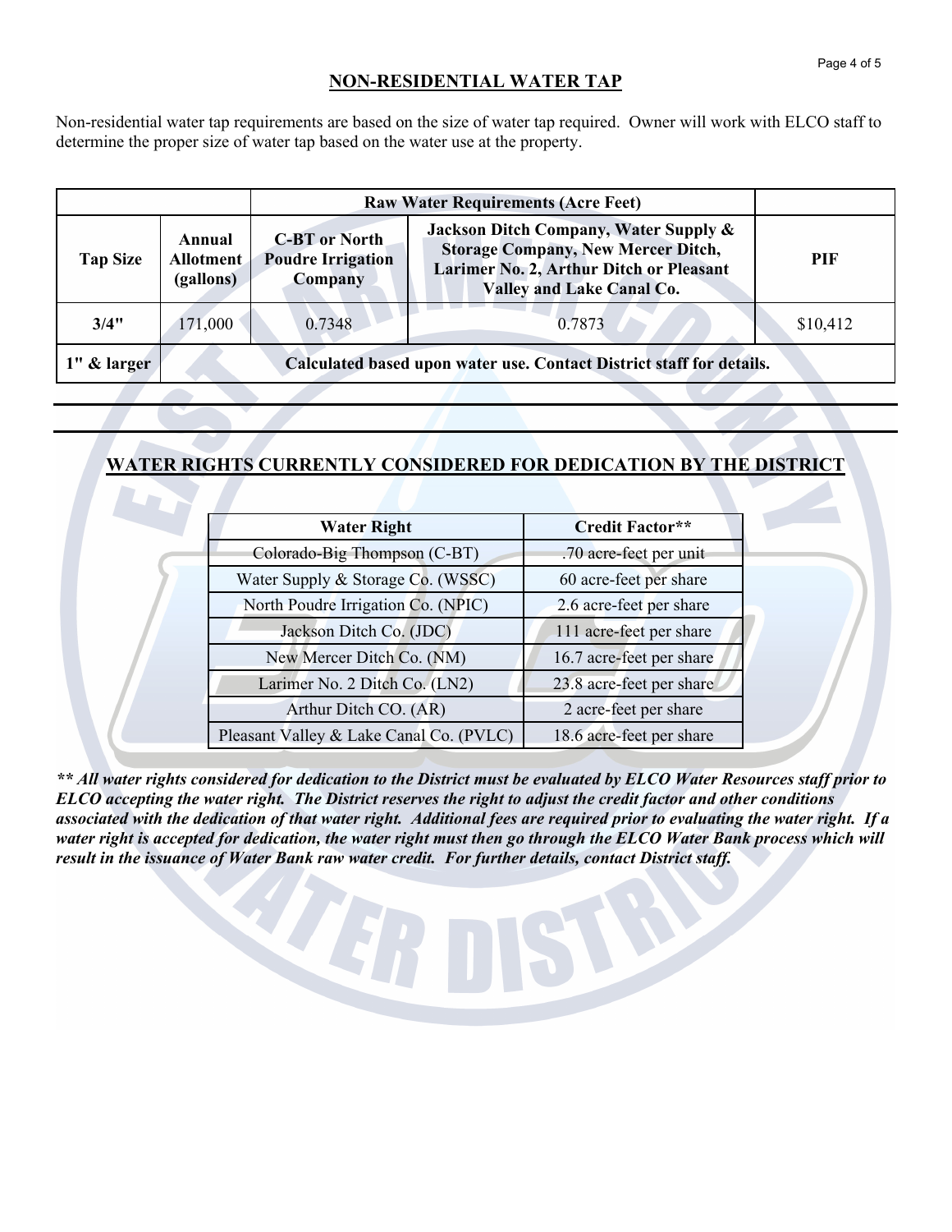## NON-RESIDENTIAL WATER TAP

Non-residential water tap requirements are based on the size of water tap required. Owner will work with ELCO staff to determine the proper size of water tap based on the water use at the property.

| | | Raw Water Requirements (Acre Feet) | | |
|---|---|---|---|---|
| **Tap Size** | **Annual Allotment (gallons)** | **C-BT or North Poudre Irrigation Company** | **Jackson Ditch Company, Water Supply & Storage Company, New Mercer Ditch, Larimer No. 2, Arthur Ditch or Pleasant Valley and Lake Canal Co.** | **PIF** |
| **3/4"** | 171,000 | 0.7348 | 0.7873 | $10,412 |
| **1" & larger** | **Calculated based upon water use. Contact District staff for details.** | | | |

## WATER RIGHTS CURRENTLY CONSIDERED FOR DEDICATION BY THE DISTRICT

| Water Right | Credit Factor** |
|---|---|
| Colorado-Big Thompson (C-BT) | .70 acre-feet per unit |
| Water Supply & Storage Co. (WSSC) | 60 acre-feet per share |
| North Poudre Irrigation Co. (NPIC) | 2.6 acre-feet per share |
| Jackson Ditch Co. (JDC) | 111 acre-feet per share |
| New Mercer Ditch Co. (NM) | 16.7 acre-feet per share |
| Larimer No. 2 Ditch Co. (LN2) | 23.8 acre-feet per share |
| Arthur Ditch CO. (AR) | 2 acre-feet per share |
| Pleasant Valley & Lake Canal Co. (PVLC) | 18.6 acre-feet per share |

***** All water rights considered for dedication to the District must be evaluated by ELCO Water Resources staff prior to ELCO accepting the water right. The District reserves the right to adjust the credit factor and other conditions associated with the dedication of that water right. Additional fees are required prior to evaluating the water right. If a water right is accepted for dedication, the water right must then go through the ELCO Water Bank process which will result in the issuance of Water Bank raw water credit. For further details, contact District staff.***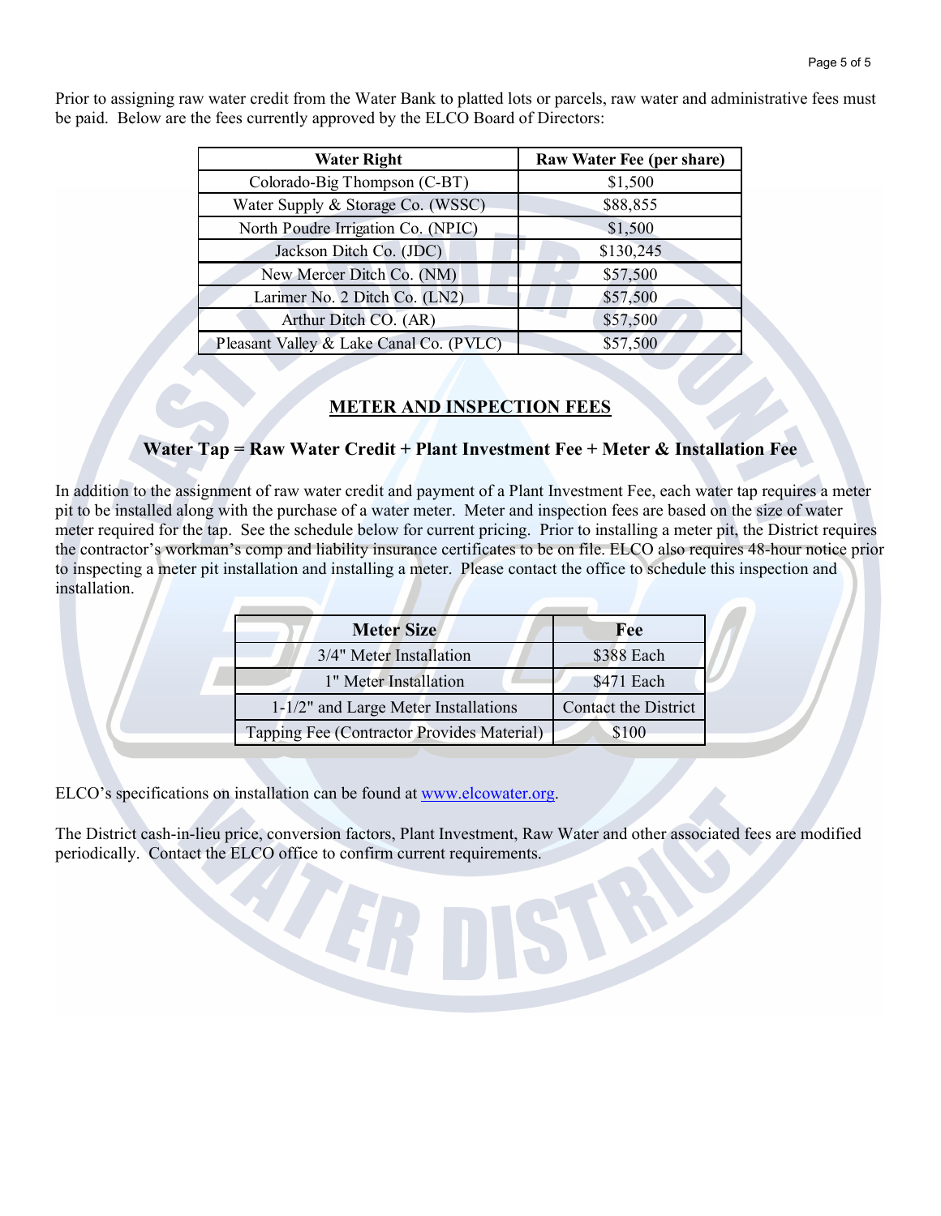Prior to assigning raw water credit from the Water Bank to platted lots or parcels, raw water and administrative fees must be paid. Below are the fees currently approved by the ELCO Board of Directors:

| Water Right | Raw Water Fee (per share) |
|---|---|
| Colorado-Big Thompson (C-BT) | $1,500 |
| Water Supply & Storage Co. (WSSC) | $88,855 |
| North Poudre Irrigation Co. (NPIC) | $1,500 |
| Jackson Ditch Co. (JDC) | $130,245 |
| New Mercer Ditch Co. (NM) | $57,500 |
| Larimer No. 2 Ditch Co. (LN2) | $57,500 |
| Arthur Ditch CO. (AR) | $57,500 |
| Pleasant Valley & Lake Canal Co. (PVLC) | $57,500 |

## METER AND INSPECTION FEES

**Water Tap = Raw Water Credit + Plant Investment Fee + Meter & Installation Fee**

In addition to the assignment of raw water credit and payment of a Plant Investment Fee, each water tap requires a meter pit to be installed along with the purchase of a water meter. Meter and inspection fees are based on the size of water meter required for the tap. See the schedule below for current pricing. Prior to installing a meter pit, the District requires the contractor's workman's comp and liability insurance certificates to be on file. ELCO also requires 48-hour notice prior to inspecting a meter pit installation and installing a meter. Please contact the office to schedule this inspection and installation.

| Meter Size | Fee |
|---|---|
| 3/4" Meter Installation | $388 Each |
| 1" Meter Installation | $471 Each |
| 1-1/2" and Large Meter Installations | Contact the District |
| Tapping Fee (Contractor Provides Material) | $100 |

ELCO's specifications on installation can be found at www.elcowater.org.

The District cash-in-lieu price, conversion factors, Plant Investment, Raw Water and other associated fees are modified periodically. Contact the ELCO office to confirm current requirements.